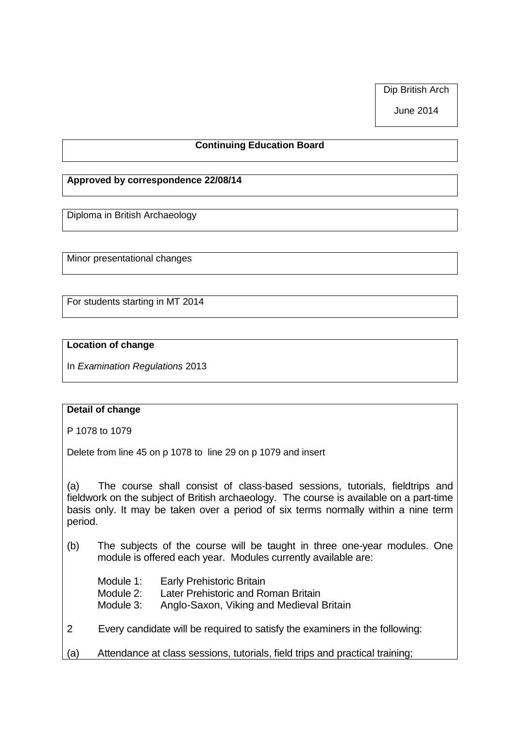Dip British Arch

June 2014

**Continuing Education Board**

**Approved by correspondence 22/08/14**

Diploma in British Archaeology

Minor presentational changes

For students starting in MT 2014

**Location of change**

In *Examination Regulations* 2013

**Detail of change**

P 1078 to 1079

Delete from line 45 on p 1078 to line 29 on p 1079 and insert

(a) The course shall consist of class-based sessions, tutorials, fieldtrips and fieldwork on the subject of British archaeology. The course is available on a part-time basis only. It may be taken over a period of six terms normally within a nine term period.

(b) The subjects of the course will be taught in three one-year modules. One module is offered each year. Modules currently available are:

Module 1: Early Prehistoric Britain
Module 2: Later Prehistoric and Roman Britain
Module 3: Anglo-Saxon, Viking and Medieval Britain

2 Every candidate will be required to satisfy the examiners in the following:

(a) Attendance at class sessions, tutorials, field trips and practical training;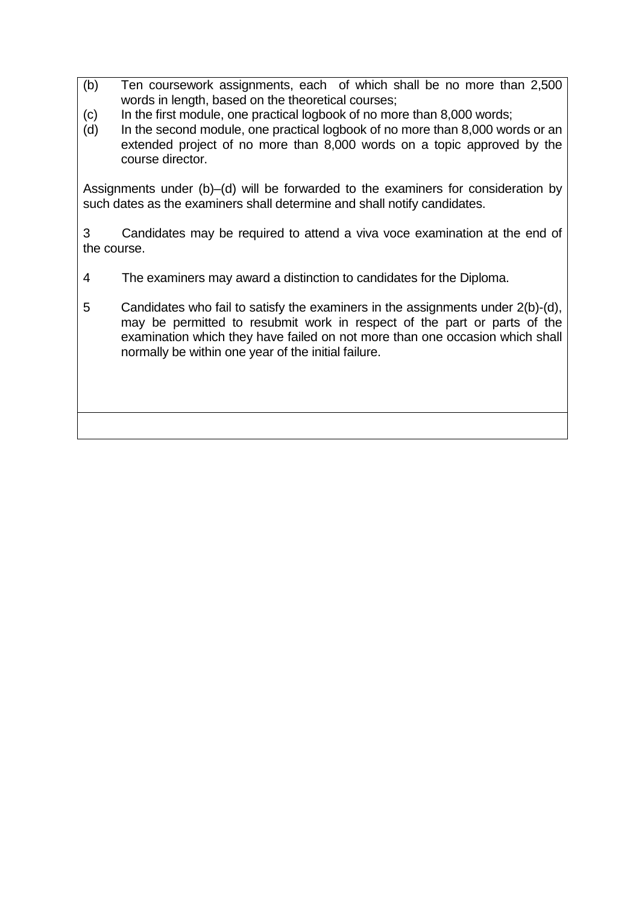(b) Ten coursework assignments, each of which shall be no more than 2,500 words in length, based on the theoretical courses;

(c) In the first module, one practical logbook of no more than 8,000 words;

(d) In the second module, one practical logbook of no more than 8,000 words or an extended project of no more than 8,000 words on a topic approved by the course director.

Assignments under (b)–(d) will be forwarded to the examiners for consideration by such dates as the examiners shall determine and shall notify candidates.

3 Candidates may be required to attend a viva voce examination at the end of the course.

4 The examiners may award a distinction to candidates for the Diploma.

5 Candidates who fail to satisfy the examiners in the assignments under 2(b)-(d), may be permitted to resubmit work in respect of the part or parts of the examination which they have failed on not more than one occasion which shall normally be within one year of the initial failure.